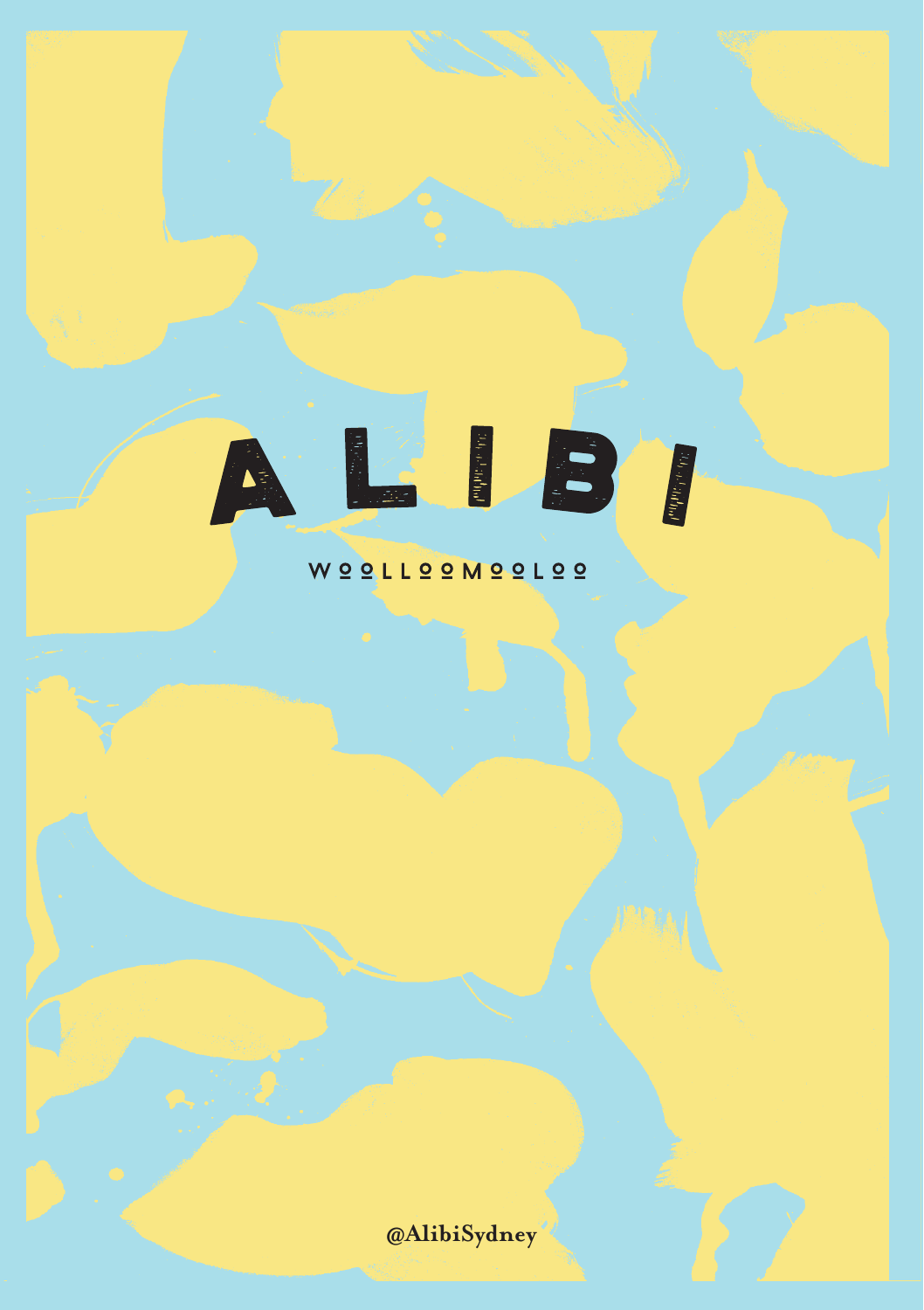# ALIBI

WOOLLOOMOOLOO

@AlibiSydney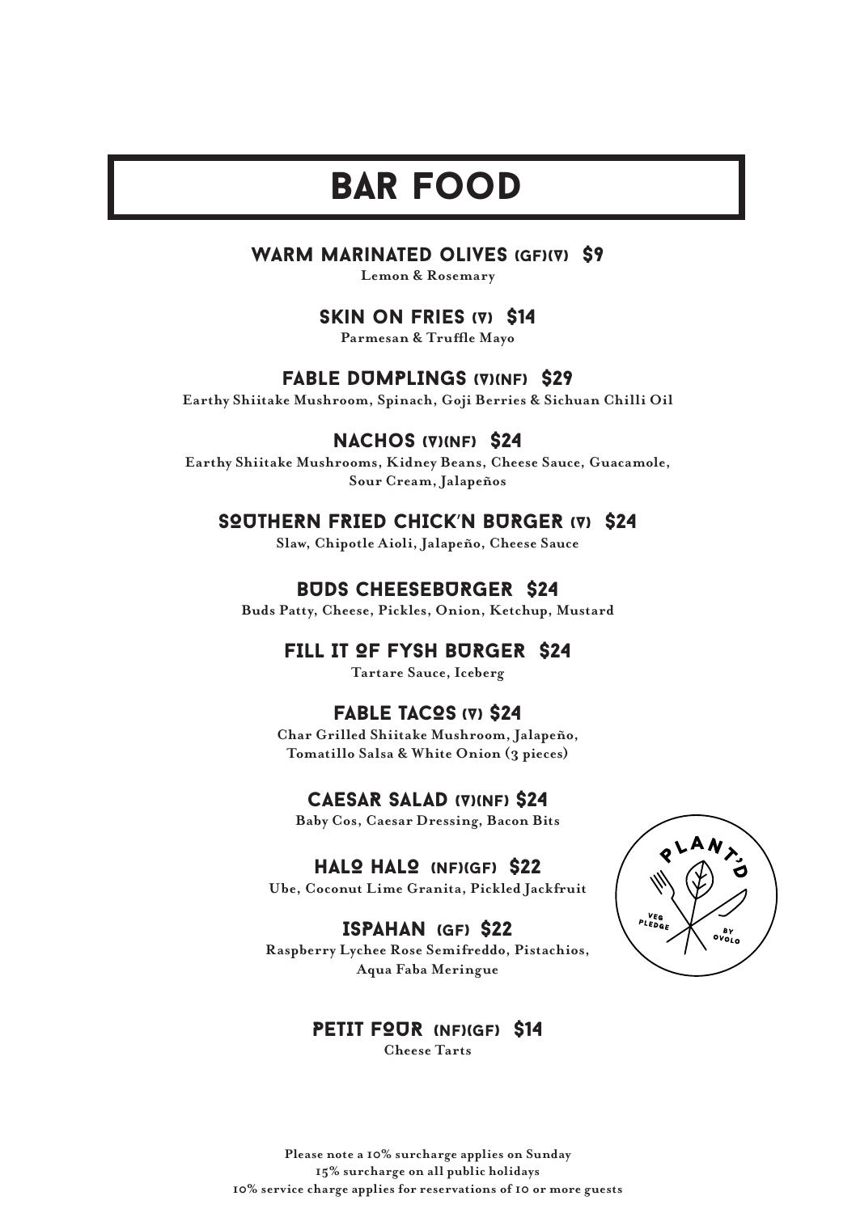# BAR FOOD

### WARM MARINATED OLIVES (GF)(V) $9

Lemon & Rosemary

### SKIN ON FRIES (V) $14

Parmesan & Truffle Mayo

### FABLE DUMPLINGS (V)(NF) $29

Earthy Shiitake Mushroom, Spinach, Goji Berries & Sichuan Chilli Oil

### NACHOS (V)(NF) $24

Earthy Shiitake Mushrooms, Kidney Beans, Cheese Sauce, Guacamole, Sour Cream, Jalapeños

### SOUTHERN FRIED CHICK'N BURGER (V) $24

Slaw, Chipotle Aioli, Jalapeño, Cheese Sauce

### BUDS CHEESEBURGER $24

Buds Patty, Cheese, Pickles, Onion, Ketchup, Mustard

### FILL IT OF FYSH BURGER $24

Tartare Sauce, Iceberg

### FABLE TACOS (V) $24

Char Grilled Shiitake Mushroom, Jalapeño, Tomatillo Salsa & White Onion (3 pieces)

### CAESAR SALAD (V)(NF) $24

Baby Cos, Caesar Dressing, Bacon Bits

### HALO HALO (NF)(GF) $22

Ube, Coconut Lime Granita, Pickled Jackfruit

### ISPAHAN (GF) $22

Raspberry Lychee Rose Semifreddo, Pistachios, Aqua Faba Meringue

### PETIT FOUR (NF)(GF) $14

Cheese Tarts

PLANT'D VEG PLEDGE BY OVOLO

Please note a 10% surcharge applies on Sunday
15% surcharge on all public holidays
10% service charge applies for reservations of 10 or more guests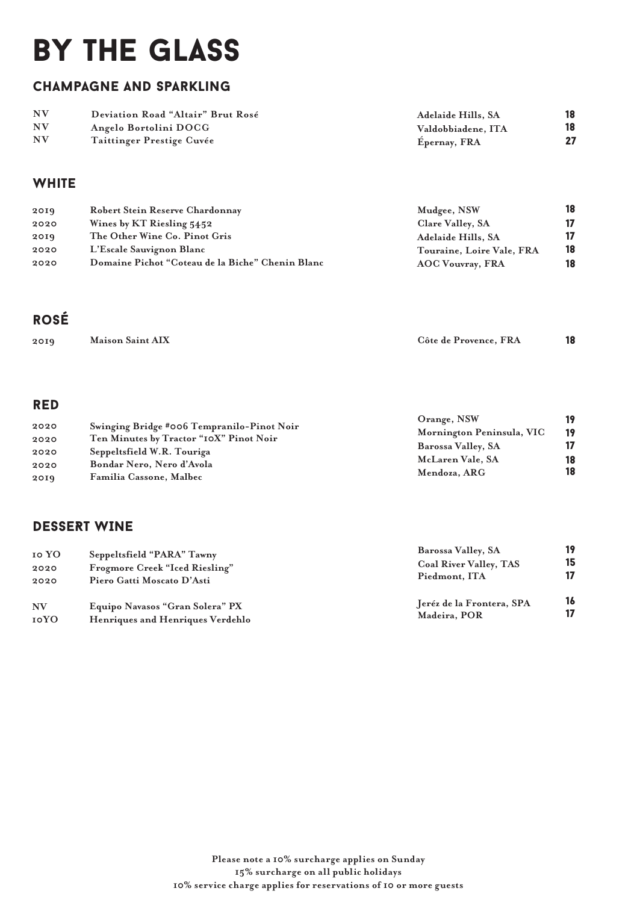# BY THE GLASS

## CHAMPAGNE AND SPARKLING

| | | | |
|---|---|---|---|
| NV | Deviation Road "Altair" Brut Rosé | Adelaide Hills, SA | 18 |
| NV | Angelo Bortolini DOCG | Valdobbiadene, ITA | 18 |
| NV | Taittinger Prestige Cuvée | Épernay, FRA | 27 |

## WHITE

| | | | |
|---|---|---|---|
| 2019 | Robert Stein Reserve Chardonnay | Mudgee, NSW | 18 |
| 2020 | Wines by KT Riesling 5452 | Clare Valley, SA | 17 |
| 2019 | The Other Wine Co. Pinot Gris | Adelaide Hills, SA | 17 |
| 2020 | L'Escale Sauvignon Blanc | Touraine, Loire Vale, FRA | 18 |
| 2020 | Domaine Pichot "Coteau de la Biche" Chenin Blanc | AOC Vouvray, FRA | 18 |

## ROSÉ

| | | | |
|---|---|---|---|
| 2019 | Maison Saint AIX | Côte de Provence, FRA | 18 |

## RED

| | | | |
|---|---|---|---|
| 2020 | Swinging Bridge #006 Tempranilo-Pinot Noir | Orange, NSW | 19 |
| 2020 | Ten Minutes by Tractor "10X" Pinot Noir | Mornington Peninsula, VIC | 19 |
| 2020 | Seppeltsfield W.R. Touriga | Barossa Valley, SA | 17 |
| 2020 | Bondar Nero, Nero d'Avola | McLaren Vale, SA | 18 |
| 2019 | Familia Cassone, Malbec | Mendoza, ARG | 18 |

## DESSERT WINE

| | | | |
|---|---|---|---|
| 10 YO | Seppeltsfield "PARA" Tawny | Barossa Valley, SA | 19 |
| 2020 | Frogmore Creek "Iced Riesling" | Coal River Valley, TAS | 15 |
| 2020 | Piero Gatti Moscato D'Asti | Piedmont, ITA | 17 |
| NV | Equipo Navasos "Gran Solera" PX | Jeréz de la Frontera, SPA | 16 |
| 10YO | Henriques and Henriques Verdehlo | Madeira, POR | 17 |

Please note a 10% surcharge applies on Sunday
15% surcharge on all public holidays
10% service charge applies for reservations of 10 or more guests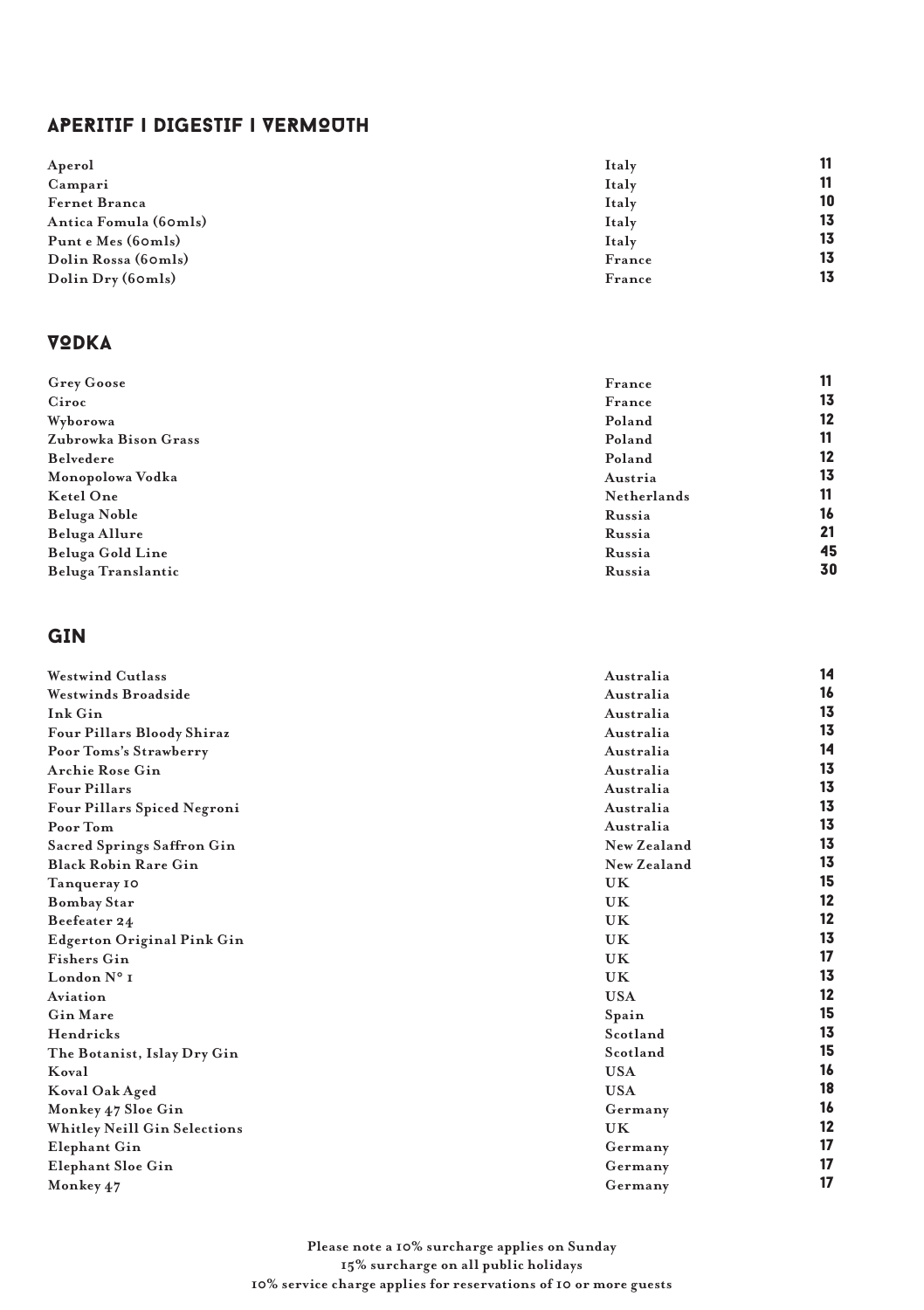## APERITIF | DIGESTIF | VERMOUTH

| | | |
|---|---|---|
| Aperol | Italy | 11 |
| Campari | Italy | 11 |
| Fernet Branca | Italy | 10 |
| Antica Fomula (60mls) | Italy | 13 |
| Punt e Mes (60mls) | Italy | 13 |
| Dolin Rossa (60mls) | France | 13 |
| Dolin Dry (60mls) | France | 13 |

## VODKA

| | | |
|---|---|---|
| Grey Goose | France | 11 |
| Ciroc | France | 13 |
| Wyborowa | Poland | 12 |
| Zubrowka Bison Grass | Poland | 11 |
| Belvedere | Poland | 12 |
| Monopolowa Vodka | Austria | 13 |
| Ketel One | Netherlands | 11 |
| Beluga Noble | Russia | 16 |
| Beluga Allure | Russia | 21 |
| Beluga Gold Line | Russia | 45 |
| Beluga Translantic | Russia | 30 |

## GIN

| | | |
|---|---|---|
| Westwind Cutlass | Australia | 14 |
| Westwinds Broadside | Australia | 16 |
| Ink Gin | Australia | 13 |
| Four Pillars Bloody Shiraz | Australia | 13 |
| Poor Toms's Strawberry | Australia | 14 |
| Archie Rose Gin | Australia | 13 |
| Four Pillars | Australia | 13 |
| Four Pillars Spiced Negroni | Australia | 13 |
| Poor Tom | Australia | 13 |
| Sacred Springs Saffron Gin | New Zealand | 13 |
| Black Robin Rare Gin | New Zealand | 13 |
| Tanqueray 10 | UK | 15 |
| Bombay Star | UK | 12 |
| Beefeater 24 | UK | 12 |
| Edgerton Original Pink Gin | UK | 13 |
| Fishers Gin | UK | 17 |
| London N° 1 | UK | 13 |
| Aviation | USA | 12 |
| Gin Mare | Spain | 15 |
| Hendricks | Scotland | 13 |
| The Botanist, Islay Dry Gin | Scotland | 15 |
| Koval | USA | 16 |
| Koval Oak Aged | USA | 18 |
| Monkey 47 Sloe Gin | Germany | 16 |
| Whitley Neill Gin Selections | UK | 12 |
| Elephant Gin | Germany | 17 |
| Elephant Sloe Gin | Germany | 17 |
| Monkey 47 | Germany | 17 |

**Please note a 10% surcharge applies on Sunday**
**15% surcharge on all public holidays**
**10% service charge applies for reservations of 10 or more guests**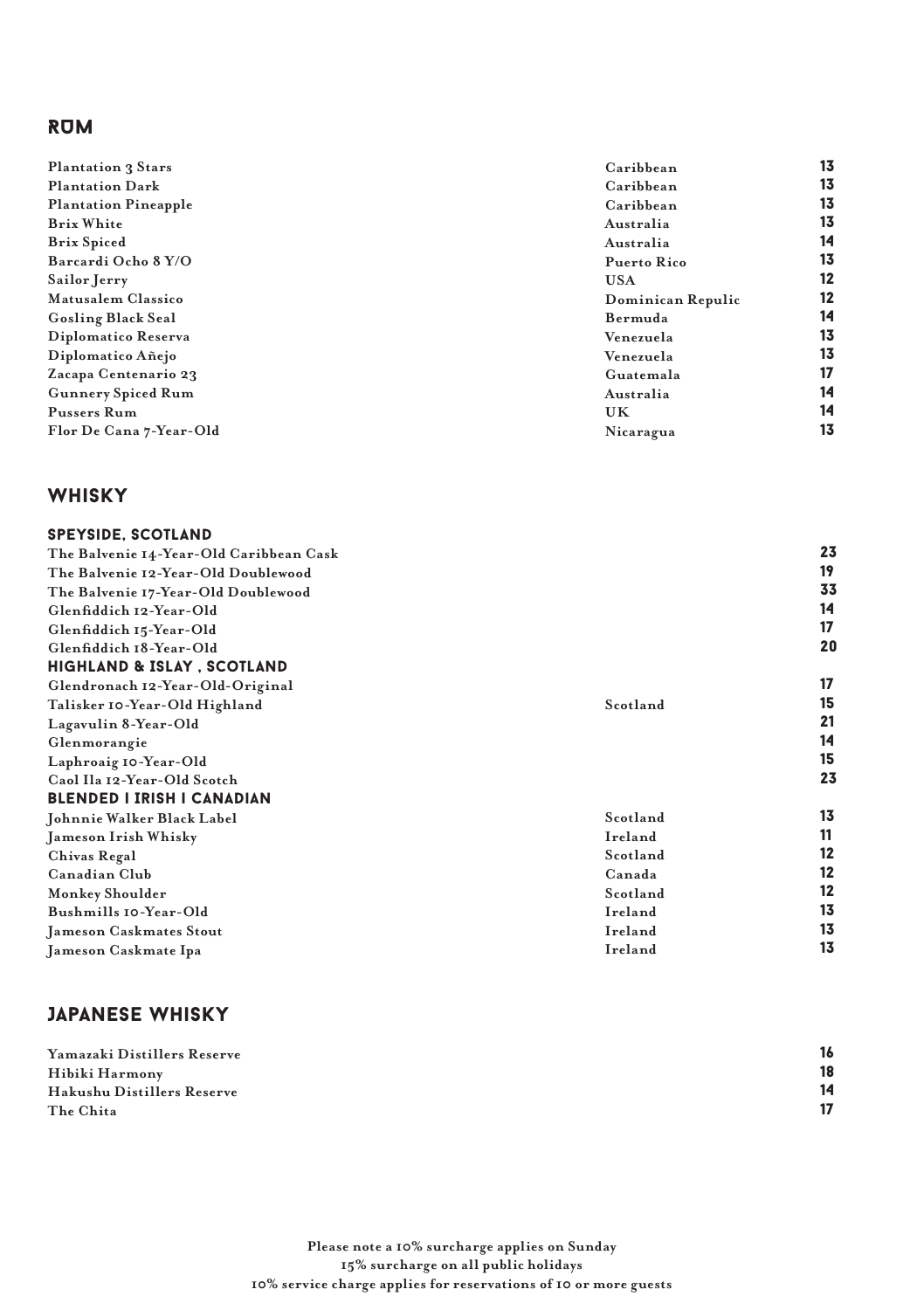## RUM

| | | |
|---|---|---|
| **Plantation 3 Stars** | **Caribbean** | **13** |
| **Plantation Dark** | **Caribbean** | **13** |
| **Plantation Pineapple** | **Caribbean** | **13** |
| **Brix White** | **Australia** | **13** |
| **Brix Spiced** | **Australia** | **14** |
| **Barcardi Ocho 8 Y/O** | **Puerto Rico** | **13** |
| **Sailor Jerry** | **USA** | **12** |
| **Matusalem Classico** | **Dominican Repulic** | **12** |
| **Gosling Black Seal** | **Bermuda** | **14** |
| **Diplomatico Reserva** | **Venezuela** | **13** |
| **Diplomatico Añejo** | **Venezuela** | **13** |
| **Zacapa Centenario 23** | **Guatemala** | **17** |
| **Gunnery Spiced Rum** | **Australia** | **14** |
| **Pussers Rum** | **UK** | **14** |
| **Flor De Cana 7-Year-Old** | **Nicaragua** | **13** |

## WHISKY

| | | |
|---|---|---|
| **SPEYSIDE, SCOTLAND** | | |
| **The Balvenie 14-Year-Old Caribbean Cask** | | **23** |
| **The Balvenie 12-Year-Old Doublewood** | | **19** |
| **The Balvenie 17-Year-Old Doublewood** | | **33** |
| **Glenfiddich 12-Year-Old** | | **14** |
| **Glenfiddich 15-Year-Old** | | **17** |
| **Glenfiddich 18-Year-Old** | | **20** |
| **HIGHLAND & ISLAY , SCOTLAND** | | |
| **Glendronach 12-Year-Old-Original** | | **17** |
| **Talisker 10-Year-Old Highland** | **Scotland** | **15** |
| **Lagavulin 8-Year-Old** | | **21** |
| **Glenmorangie** | | **14** |
| **Laphroaig 10-Year-Old** | | **15** |
| **Caol Ila 12-Year-Old Scotch** | | **23** |
| **BLENDED I IRISH I CANADIAN** | | |
| **Johnnie Walker Black Label** | **Scotland** | **13** |
| **Jameson Irish Whisky** | **Ireland** | **11** |
| **Chivas Regal** | **Scotland** | **12** |
| **Canadian Club** | **Canada** | **12** |
| **Monkey Shoulder** | **Scotland** | **12** |
| **Bushmills 10-Year-Old** | **Ireland** | **13** |
| **Jameson Caskmates Stout** | **Ireland** | **13** |
| **Jameson Caskmate Ipa** | **Ireland** | **13** |

## JAPANESE WHISKY

| | |
|---|---|
| **Yamazaki Distillers Reserve** | **16** |
| **Hibiki Harmony** | **18** |
| **Hakushu Distillers Reserve** | **14** |
| **The Chita** | **17** |

**Please note a 10% surcharge applies on Sunday**
**15% surcharge on all public holidays**
**10% service charge applies for reservations of 10 or more guests**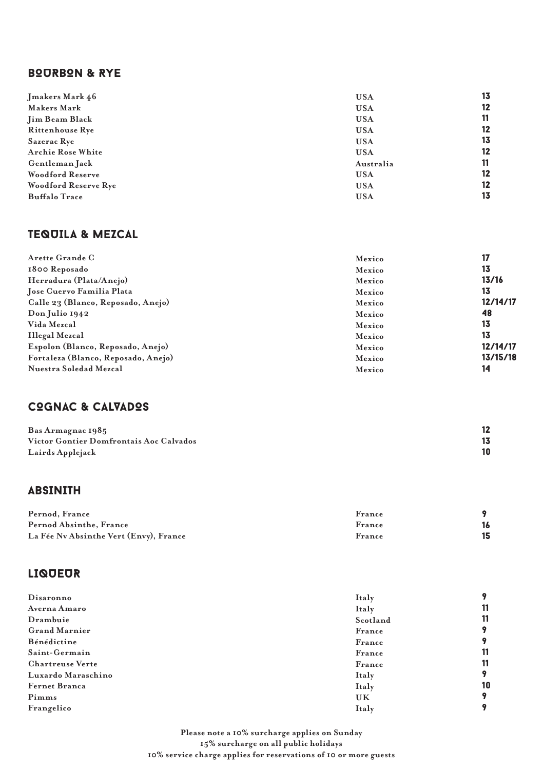## BOURBON & RYE

| | | |
|---|---|---|
| Jmakers Mark 46 | USA | 13 |
| Makers Mark | USA | 12 |
| Jim Beam Black | USA | 11 |
| Rittenhouse Rye | USA | 12 |
| Sazerac Rye | USA | 13 |
| Archie Rose White | USA | 12 |
| Gentleman Jack | Australia | 11 |
| Woodford Reserve | USA | 12 |
| Woodford Reserve Rye | USA | 12 |
| Buffalo Trace | USA | 13 |

## TEQUILA & MEZCAL

| | | |
|---|---|---|
| Arette Grande C | Mexico | 17 |
| 1800 Reposado | Mexico | 13 |
| Herradura (Plata/Anejo) | Mexico | 13/16 |
| Jose Cuervo Familia Plata | Mexico | 13 |
| Calle 23 (Blanco, Reposado, Anejo) | Mexico | 12/14/17 |
| Don Julio 1942 | Mexico | 48 |
| Vida Mezcal | Mexico | 13 |
| Illegal Mezcal | Mexico | 13 |
| Espolon (Blanco, Reposado, Anejo) | Mexico | 12/14/17 |
| Fortaleza (Blanco, Reposado, Anejo) | Mexico | 13/15/18 |
| Nuestra Soledad Mezcal | Mexico | 14 |

## COGNAC & CALVADOS

| | | |
|---|---|---|
| Bas Armagnac 1985 | | 12 |
| Victor Gontier Domfrontais Aoc Calvados | | 13 |
| Lairds Applejack | | 10 |

## ABSINITH

| | | |
|---|---|---|
| Pernod, France | France | 9 |
| Pernod Absinthe, France | France | 16 |
| La Fée Nv Absinthe Vert (Envy), France | France | 15 |

## LIQUEUR

| | | |
|---|---|---|
| Disaronno | Italy | 9 |
| Averna Amaro | Italy | 11 |
| Drambuie | Scotland | 11 |
| Grand Marnier | France | 9 |
| Bénédictine | France | 9 |
| Saint-Germain | France | 11 |
| Chartreuse Verte | France | 11 |
| Luxardo Maraschino | Italy | 9 |
| Fernet Branca | Italy | 10 |
| Pimms | UK | 9 |
| Frangelico | Italy | 9 |

Please note a 10% surcharge applies on Sunday
15% surcharge on all public holidays
10% service charge applies for reservations of 10 or more guests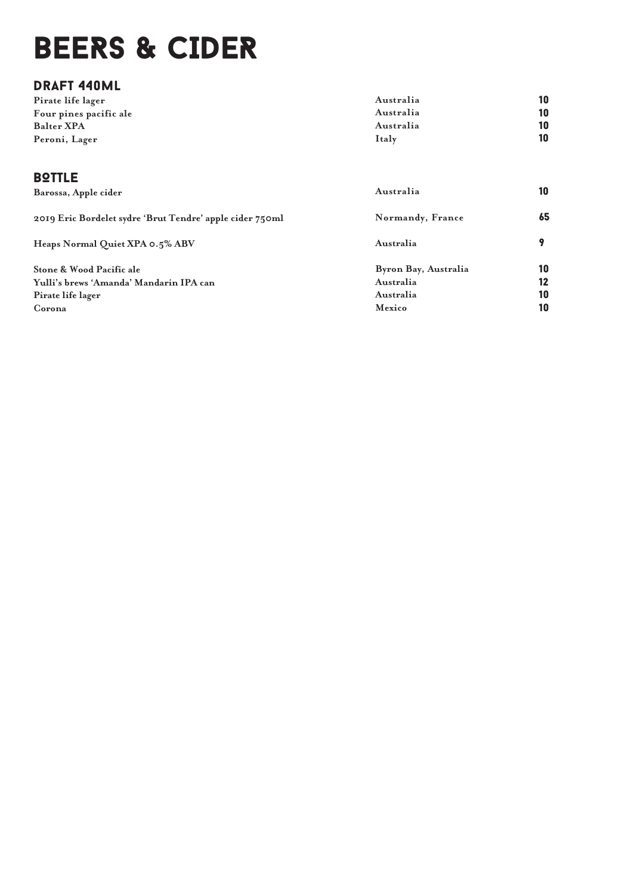# BEERS & CIDER

## DRAFT 440ML

| | | |
|---|---|---|
| Pirate life lager | Australia | 10 |
| Four pines pacific ale | Australia | 10 |
| Balter XPA | Australia | 10 |
| Peroni, Lager | Italy | 10 |

## BOTTLE

| | | |
|---|---|---|
| Barossa, Apple cider | Australia | 10 |
| 2019 Eric Bordelet sydre 'Brut Tendre' apple cider 750ml | Normandy, France | 65 |
| Heaps Normal Quiet XPA 0.5% ABV | Australia | 9 |
| Stone & Wood Pacific ale | Byron Bay, Australia | 10 |
| Yulli's brews 'Amanda' Mandarin IPA can | Australia | 12 |
| Pirate life lager | Australia | 10 |
| Corona | Mexico | 10 |